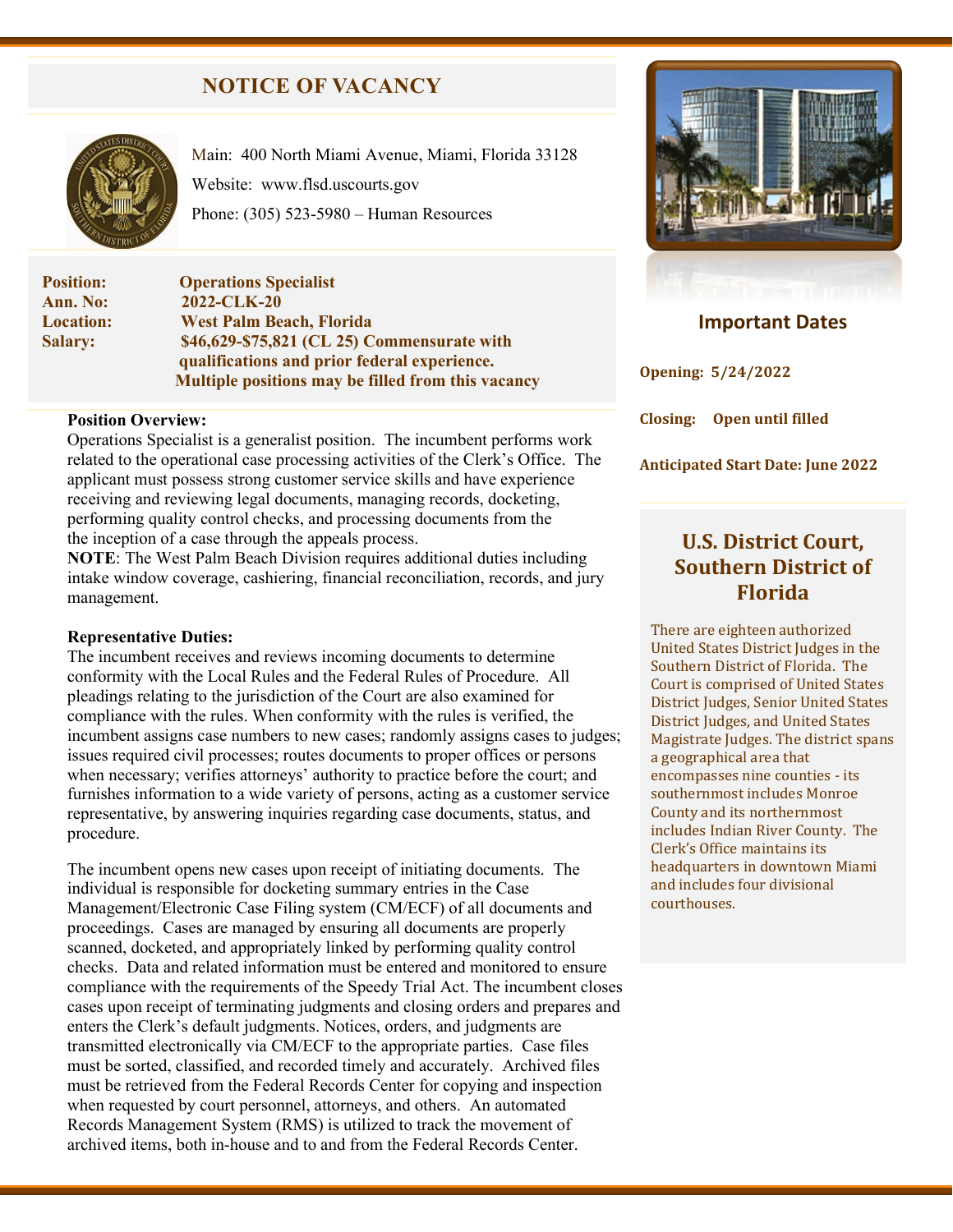# NOTICE OF VACANCY

Main: 400 North Miami Avenue, Miami, Florida 33128

Website: www.flsd.uscourts.gov

Phone: (305) 523-5980 – Human Resources

**Position:** **Operations Specialist**
**Ann. No:** **2022-CLK-20**
**Location:** **West Palm Beach, Florida**
**Salary:** **$46,629-$75,821 (CL 25) Commensurate with qualifications and prior federal experience.**
**Multiple positions may be filled from this vacancy**

**Position Overview:**
Operations Specialist is a generalist position. The incumbent performs work related to the operational case processing activities of the Clerk's Office. The applicant must possess strong customer service skills and have experience receiving and reviewing legal documents, managing records, docketing, performing quality control checks, and processing documents from the the inception of a case through the appeals process.
**NOTE**: The West Palm Beach Division requires additional duties including intake window coverage, cashiering, financial reconciliation, records, and jury management.

**Representative Duties:**
The incumbent receives and reviews incoming documents to determine conformity with the Local Rules and the Federal Rules of Procedure. All pleadings relating to the jurisdiction of the Court are also examined for compliance with the rules. When conformity with the rules is verified, the incumbent assigns case numbers to new cases; randomly assigns cases to judges; issues required civil processes; routes documents to proper offices or persons when necessary; verifies attorneys' authority to practice before the court; and furnishes information to a wide variety of persons, acting as a customer service representative, by answering inquiries regarding case documents, status, and procedure.

The incumbent opens new cases upon receipt of initiating documents. The individual is responsible for docketing summary entries in the Case Management/Electronic Case Filing system (CM/ECF) of all documents and proceedings. Cases are managed by ensuring all documents are properly scanned, docketed, and appropriately linked by performing quality control checks. Data and related information must be entered and monitored to ensure compliance with the requirements of the Speedy Trial Act. The incumbent closes cases upon receipt of terminating judgments and closing orders and prepares and enters the Clerk's default judgments. Notices, orders, and judgments are transmitted electronically via CM/ECF to the appropriate parties. Case files must be sorted, classified, and recorded timely and accurately. Archived files must be retrieved from the Federal Records Center for copying and inspection when requested by court personnel, attorneys, and others. An automated Records Management System (RMS) is utilized to track the movement of archived items, both in-house and to and from the Federal Records Center.

## Important Dates

**Opening: 5/24/2022**

**Closing: Open until filled**

**Anticipated Start Date: June 2022**

## U.S. District Court, Southern District of Florida

There are eighteen authorized United States District Judges in the Southern District of Florida. The Court is comprised of United States District Judges, Senior United States District Judges, and United States Magistrate Judges. The district spans a geographical area that encompasses nine counties - its southernmost includes Monroe County and its northernmost includes Indian River County. The Clerk's Office maintains its headquarters in downtown Miami and includes four divisional courthouses.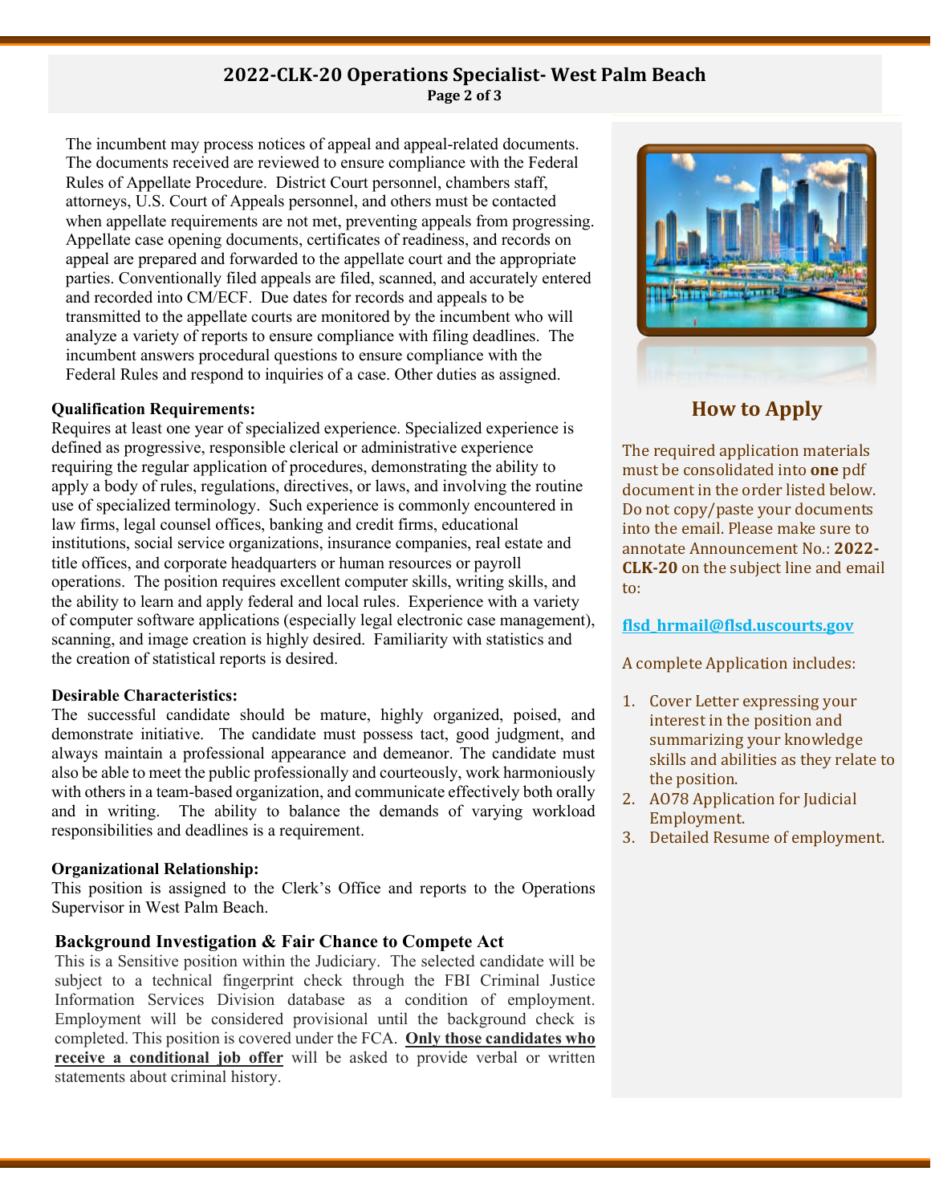The incumbent may process notices of appeal and appeal-related documents. The documents received are reviewed to ensure compliance with the Federal Rules of Appellate Procedure. District Court personnel, chambers staff, attorneys, U.S. Court of Appeals personnel, and others must be contacted when appellate requirements are not met, preventing appeals from progressing. Appellate case opening documents, certificates of readiness, and records on appeal are prepared and forwarded to the appellate court and the appropriate parties. Conventionally filed appeals are filed, scanned, and accurately entered and recorded into CM/ECF. Due dates for records and appeals to be transmitted to the appellate courts are monitored by the incumbent who will analyze a variety of reports to ensure compliance with filing deadlines. The incumbent answers procedural questions to ensure compliance with the Federal Rules and respond to inquiries of a case. Other duties as assigned.

**Qualification Requirements:**
Requires at least one year of specialized experience. Specialized experience is defined as progressive, responsible clerical or administrative experience requiring the regular application of procedures, demonstrating the ability to apply a body of rules, regulations, directives, or laws, and involving the routine use of specialized terminology. Such experience is commonly encountered in law firms, legal counsel offices, banking and credit firms, educational institutions, social service organizations, insurance companies, real estate and title offices, and corporate headquarters or human resources or payroll operations. The position requires excellent computer skills, writing skills, and the ability to learn and apply federal and local rules. Experience with a variety of computer software applications (especially legal electronic case management), scanning, and image creation is highly desired. Familiarity with statistics and the creation of statistical reports is desired.

**Desirable Characteristics:**
The successful candidate should be mature, highly organized, poised, and demonstrate initiative. The candidate must possess tact, good judgment, and always maintain a professional appearance and demeanor. The candidate must also be able to meet the public professionally and courteously, work harmoniously with others in a team-based organization, and communicate effectively both orally and in writing. The ability to balance the demands of varying workload responsibilities and deadlines is a requirement.

**Organizational Relationship:**
This position is assigned to the Clerk's Office and reports to the Operations Supervisor in West Palm Beach.

**Background Investigation & Fair Chance to Compete Act**
This is a Sensitive position within the Judiciary. The selected candidate will be subject to a technical fingerprint check through the FBI Criminal Justice Information Services Division database as a condition of employment. Employment will be considered provisional until the background check is completed. This position is covered under the FCA. **Only those candidates who receive a conditional job offer** will be asked to provide verbal or written statements about criminal history.

## How to Apply

The required application materials must be consolidated into **one** pdf document in the order listed below. Do not copy/paste your documents into the email. Please make sure to annotate Announcement No.: **2022-CLK-20** on the subject line and email to:

**flsd_hrmail@flsd.uscourts.gov**

A complete Application includes:

1. Cover Letter expressing your interest in the position and summarizing your knowledge skills and abilities as they relate to the position.
2. AO78 Application for Judicial Employment.
3. Detailed Resume of employment.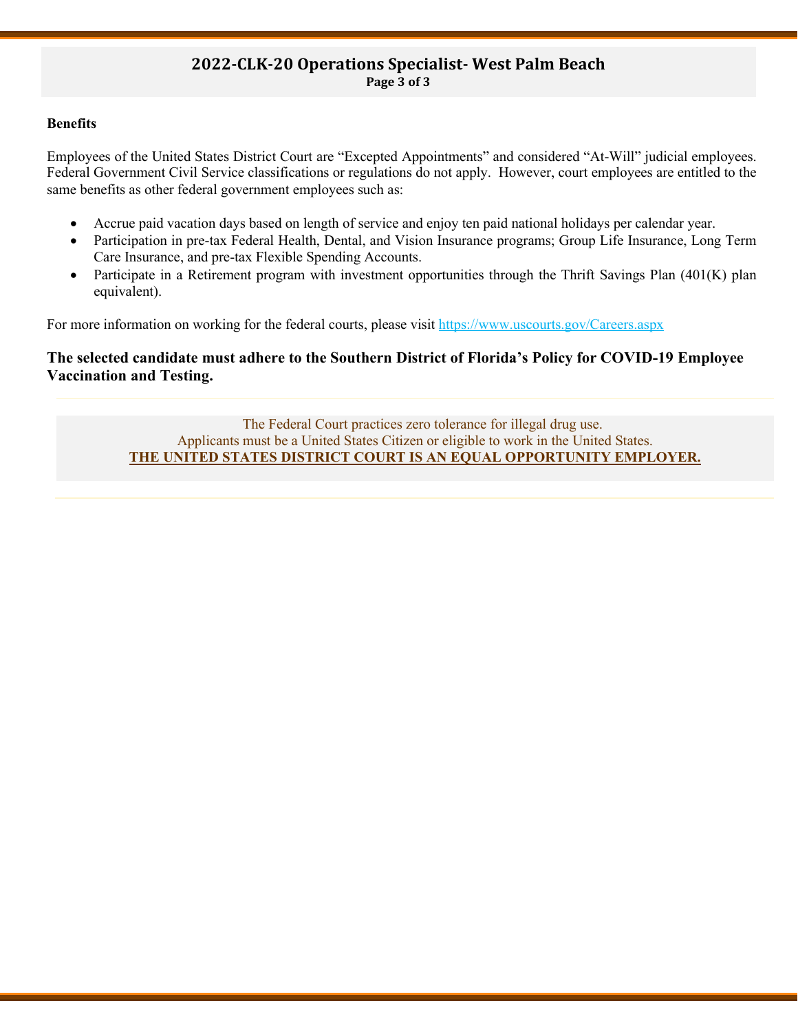**Benefits**

Employees of the United States District Court are "Excepted Appointments" and considered "At-Will" judicial employees. Federal Government Civil Service classifications or regulations do not apply. However, court employees are entitled to the same benefits as other federal government employees such as:

- Accrue paid vacation days based on length of service and enjoy ten paid national holidays per calendar year.
- Participation in pre-tax Federal Health, Dental, and Vision Insurance programs; Group Life Insurance, Long Term Care Insurance, and pre-tax Flexible Spending Accounts.
- Participate in a Retirement program with investment opportunities through the Thrift Savings Plan (401(K) plan equivalent).

For more information on working for the federal courts, please visit https://www.uscourts.gov/Careers.aspx

**The selected candidate must adhere to the Southern District of Florida's Policy for COVID-19 Employee Vaccination and Testing.**

The Federal Court practices zero tolerance for illegal drug use.
Applicants must be a United States Citizen or eligible to work in the United States.
**THE UNITED STATES DISTRICT COURT IS AN EQUAL OPPORTUNITY EMPLOYER.**